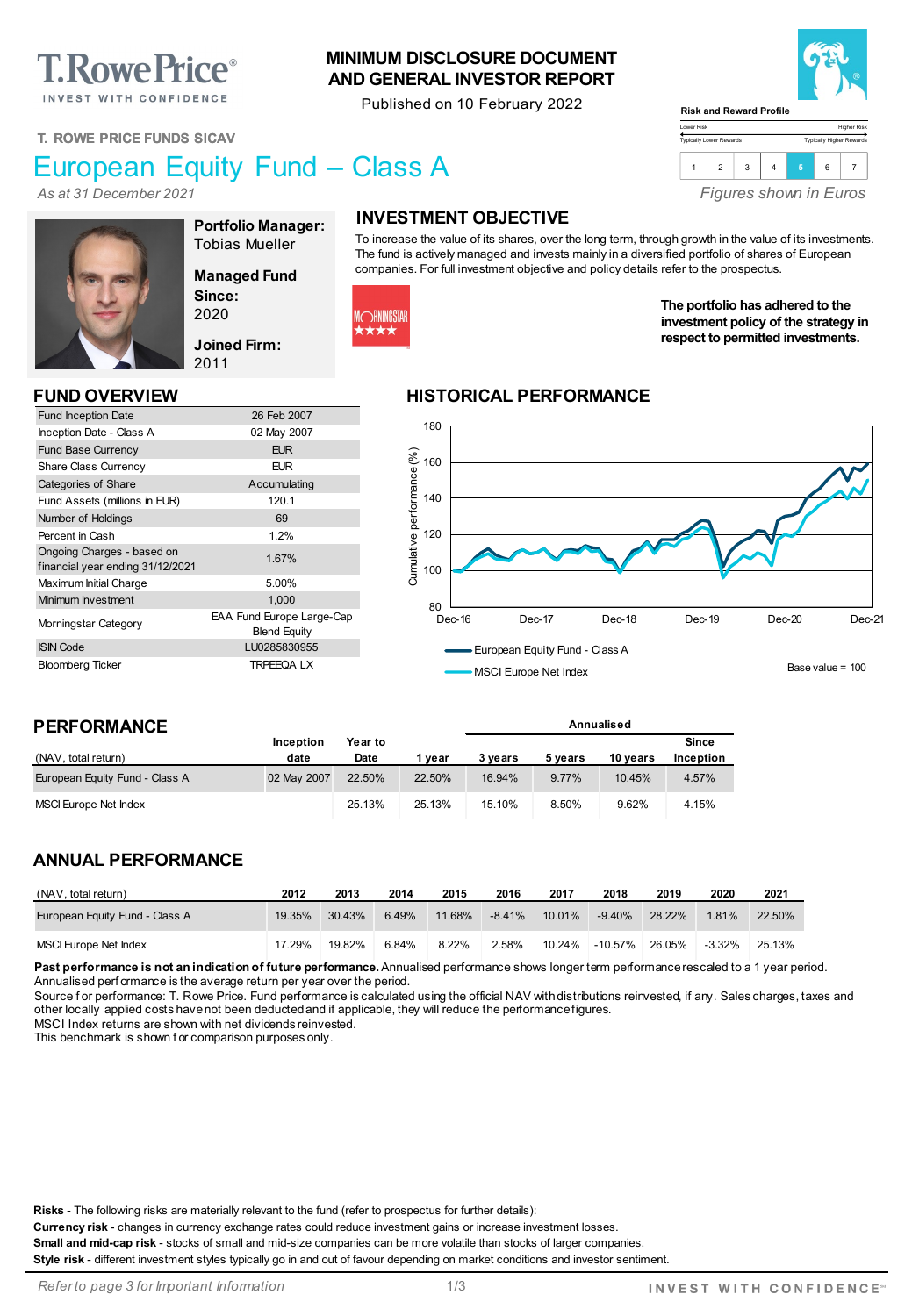T.RowePrice®
INVEST WITH CONFIDENCE

# MINIMUM DISCLOSURE DOCUMENT AND GENERAL INVESTOR REPORT

Published on 10 February 2022

**Risk and Reward Profile**

Lower Risk — Higher Risk
Typically Lower Rewards — Typically Higher Rewards

| 1 | 2 | 3 | 4 | **5** | 6 | 7 |
|---|---|---|---|---|---|---|

*Figures shown in Euros*

T. ROWE PRICE FUNDS SICAV

# European Equity Fund – Class A

*As at 31 December 2021*

**Portfolio Manager:**
Tobias Mueller

**Managed Fund Since:**
2020

**Joined Firm:**
2011

## INVESTMENT OBJECTIVE

To increase the value of its shares, over the long term, through growth in the value of its investments. The fund is actively managed and invests mainly in a diversified portfolio of shares of European companies. For full investment objective and policy details refer to the prospectus.

MORNINGSTAR ★★★★

**The portfolio has adhered to the investment policy of the strategy in respect to permitted investments.**

## FUND OVERVIEW

| | |
|---|---|
| Fund Inception Date | 26 Feb 2007 |
| Inception Date - Class A | 02 May 2007 |
| Fund Base Currency | EUR |
| Share Class Currency | EUR |
| Categories of Share | Accumulating |
| Fund Assets (millions in EUR) | 120.1 |
| Number of Holdings | 69 |
| Percent in Cash | 1.2% |
| Ongoing Charges - based on financial year ending 31/12/2021 | 1.67% |
| Maximum Initial Charge | 5.00% |
| Minimum Investment | 1,000 |
| Morningstar Category | EAA Fund Europe Large-Cap Blend Equity |
| ISIN Code | LU0285830955 |
| Bloomberg Ticker | TRPEEQA LX |

## HISTORICAL PERFORMANCE

Cumulative performance (%), Dec-16 to Dec-21

European Equity Fund - Class A
MSCI Europe Net Index

Base value = 100

## PERFORMANCE

| (NAV, total return) | Inception date | Year to Date | 1 year | Annualised 3 years | 5 years | 10 years | Since Inception |
|---|---|---|---|---|---|---|---|
| European Equity Fund - Class A | 02 May 2007 | 22.50% | 22.50% | 16.94% | 9.77% | 10.45% | 4.57% |
| MSCI Europe Net Index | | 25.13% | 25.13% | 15.10% | 8.50% | 9.62% | 4.15% |

## ANNUAL PERFORMANCE

| (NAV, total return) | 2012 | 2013 | 2014 | 2015 | 2016 | 2017 | 2018 | 2019 | 2020 | 2021 |
|---|---|---|---|---|---|---|---|---|---|---|
| European Equity Fund - Class A | 19.35% | 30.43% | 6.49% | 11.68% | -8.41% | 10.01% | -9.40% | 28.22% | 1.81% | 22.50% |
| MSCI Europe Net Index | 17.29% | 19.82% | 6.84% | 8.22% | 2.58% | 10.24% | -10.57% | 26.05% | -3.32% | 25.13% |

**Past performance is not an indication of future performance.** Annualised performance shows longer term performance rescaled to a 1 year period. Annualised performance is the average return per year over the period.
Source for performance: T. Rowe Price. Fund performance is calculated using the official NAV with distributions reinvested, if any. Sales charges, taxes and other locally applied costs have not been deducted and if applicable, they will reduce the performance figures.
MSCI Index returns are shown with net dividends reinvested.
This benchmark is shown for comparison purposes only.

**Risks** - The following risks are materially relevant to the fund (refer to prospectus for further details):
**Currency risk** - changes in currency exchange rates could reduce investment gains or increase investment losses.
**Small and mid-cap risk** - stocks of small and mid-size companies can be more volatile than stocks of larger companies.
**Style risk** - different investment styles typically go in and out of favour depending on market conditions and investor sentiment.

*Refer to page 3 for Important Information*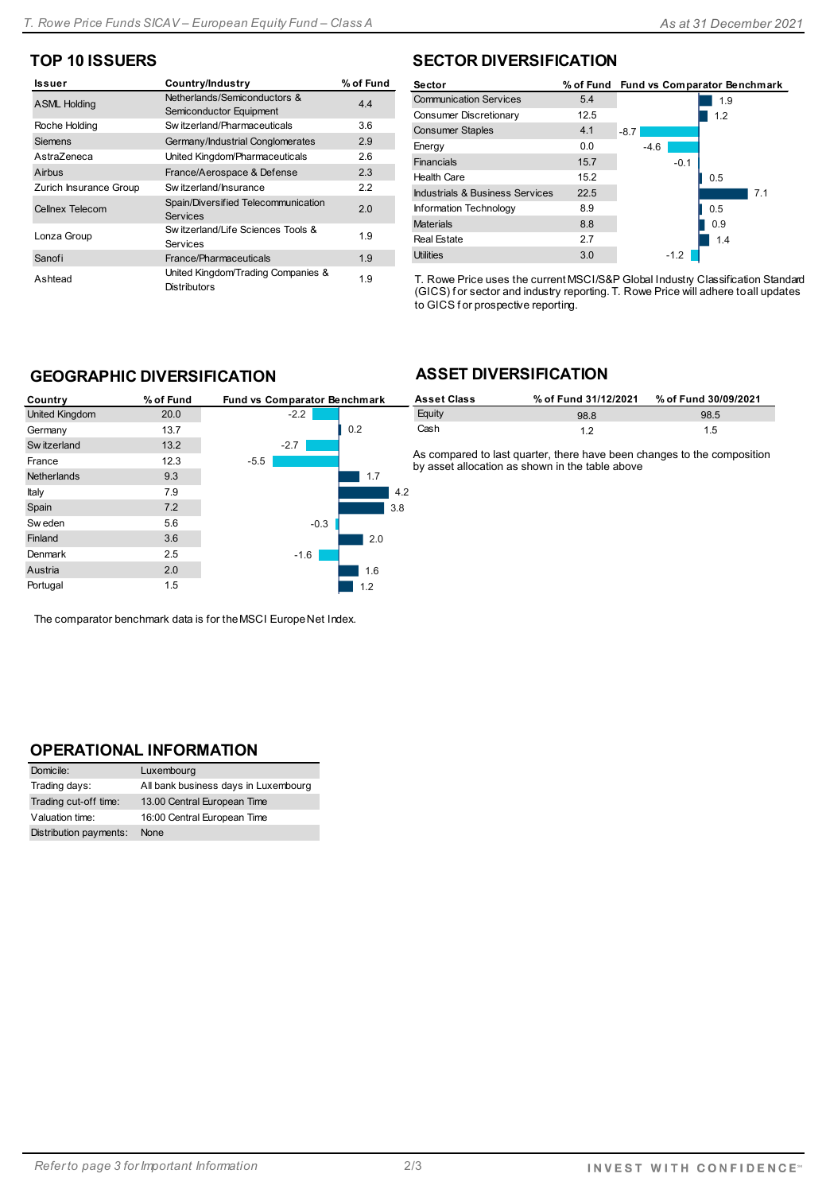## TOP 10 ISSUERS

| Issuer | Country/Industry | % of Fund |
|---|---|---|
| ASML Holding | Netherlands/Semiconductors & Semiconductor Equipment | 4.4 |
| Roche Holding | Switzerland/Pharmaceuticals | 3.6 |
| Siemens | Germany/Industrial Conglomerates | 2.9 |
| AstraZeneca | United Kingdom/Pharmaceuticals | 2.6 |
| Airbus | France/Aerospace & Defense | 2.3 |
| Zurich Insurance Group | Switzerland/Insurance | 2.2 |
| Cellnex Telecom | Spain/Diversified Telecommunication Services | 2.0 |
| Lonza Group | Switzerland/Life Sciences Tools & Services | 1.9 |
| Sanofi | France/Pharmaceuticals | 1.9 |
| Ashtead | United Kingdom/Trading Companies & Distributors | 1.9 |

## SECTOR DIVERSIFICATION

| Sector | % of Fund | Fund vs Comparator Benchmark |
|---|---|---|
| Communication Services | 5.4 | 1.9 |
| Consumer Discretionary | 12.5 | 1.2 |
| Consumer Staples | 4.1 | -8.7 |
| Energy | 0.0 | -4.6 |
| Financials | 15.7 | -0.1 |
| Health Care | 15.2 | 0.5 |
| Industrials & Business Services | 22.5 | 7.1 |
| Information Technology | 8.9 | 0.5 |
| Materials | 8.8 | 0.9 |
| Real Estate | 2.7 | 1.4 |
| Utilities | 3.0 | -1.2 |

T. Rowe Price uses the current MSCI/S&P Global Industry Classification Standard (GICS) for sector and industry reporting. T. Rowe Price will adhere to all updates to GICS for prospective reporting.

## GEOGRAPHIC DIVERSIFICATION

| Country | % of Fund | Fund vs Comparator Benchmark |
|---|---|---|
| United Kingdom | 20.0 | -2.2 |
| Germany | 13.7 | 0.2 |
| Switzerland | 13.2 | -2.7 |
| France | 12.3 | -5.5 |
| Netherlands | 9.3 | 1.7 |
| Italy | 7.9 | 4.2 |
| Spain | 7.2 | 3.8 |
| Sweden | 5.6 | -0.3 |
| Finland | 3.6 | 2.0 |
| Denmark | 2.5 | -1.6 |
| Austria | 2.0 | 1.6 |
| Portugal | 1.5 | 1.2 |

The comparator benchmark data is for the MSCI Europe Net Index.

## ASSET DIVERSIFICATION

| Asset Class | % of Fund 31/12/2021 | % of Fund 30/09/2021 |
|---|---|---|
| Equity | 98.8 | 98.5 |
| Cash | 1.2 | 1.5 |

As compared to last quarter, there have been changes to the composition by asset allocation as shown in the table above

## OPERATIONAL INFORMATION

| | |
|---|---|
| Domicile: | Luxembourg |
| Trading days: | All bank business days in Luxembourg |
| Trading cut-off time: | 13.00 Central European Time |
| Valuation time: | 16:00 Central European Time |
| Distribution payments: | None |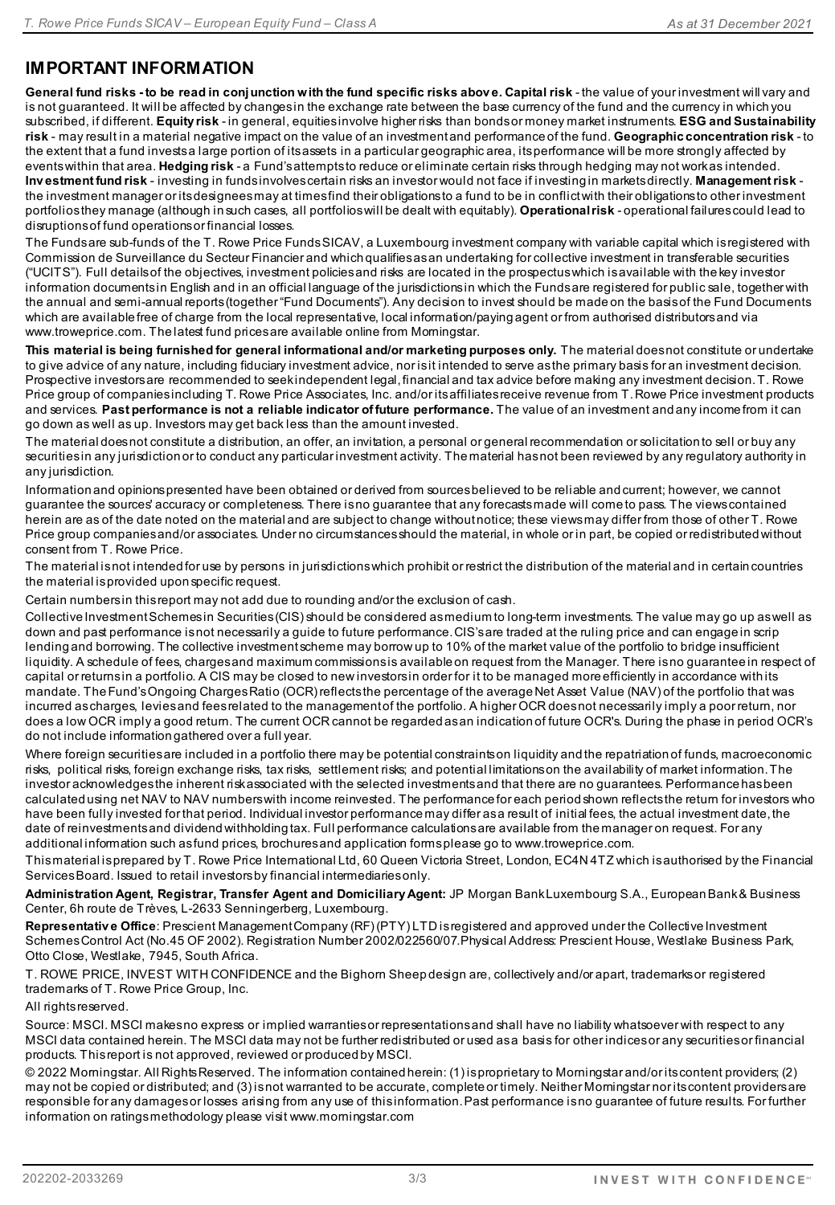# IMPORTANT INFORMATION

**General fund risks - to be read in conjunction with the fund specific risks above. Capital risk** - the value of your investment will vary and is not guaranteed. It will be affected by changes in the exchange rate between the base currency of the fund and the currency in which you subscribed, if different. **Equity risk** - in general, equities involve higher risks than bonds or money market instruments. **ESG and Sustainability risk** - may result in a material negative impact on the value of an investment and performance of the fund. **Geographic concentration risk** - to the extent that a fund invests a large portion of its assets in a particular geographic area, its performance will be more strongly affected by events within that area. **Hedging risk** - a Fund's attempts to reduce or eliminate certain risks through hedging may not work as intended. **Investment fund risk** - investing in funds involves certain risks an investor would not face if investing in markets directly. **Management risk** - the investment manager or its designees may at times find their obligations to a fund to be in conflict with their obligations to other investment portfolios they manage (although in such cases, all portfolios will be dealt with equitably). **Operational risk** - operational failures could lead to disruptions of fund operations or financial losses.

The Funds are sub-funds of the T. Rowe Price Funds SICAV, a Luxembourg investment company with variable capital which is registered with Commission de Surveillance du Secteur Financier and which qualifies as an undertaking for collective investment in transferable securities ("UCITS"). Full details of the objectives, investment policies and risks are located in the prospectus which is available with the key investor information documents in English and in an official language of the jurisdictions in which the Funds are registered for public sale, together with the annual and semi-annual reports (together "Fund Documents"). Any decision to invest should be made on the basis of the Fund Documents which are available free of charge from the local representative, local information/paying agent or from authorised distributors and via www.troweprice.com. The latest fund prices are available online from Morningstar.

**This material is being furnished for general informational and/or marketing purposes only.** The material does not constitute or undertake to give advice of any nature, including fiduciary investment advice, nor is it intended to serve as the primary basis for an investment decision. Prospective investors are recommended to seek independent legal, financial and tax advice before making any investment decision. T. Rowe Price group of companies including T. Rowe Price Associates, Inc. and/or its affiliates receive revenue from T. Rowe Price investment products and services. **Past performance is not a reliable indicator of future performance.** The value of an investment and any income from it can go down as well as up. Investors may get back less than the amount invested.

The material does not constitute a distribution, an offer, an invitation, a personal or general recommendation or solicitation to sell or buy any securities in any jurisdiction or to conduct any particular investment activity. The material has not been reviewed by any regulatory authority in any jurisdiction.

Information and opinions presented have been obtained or derived from sources believed to be reliable and current; however, we cannot guarantee the sources' accuracy or completeness. There is no guarantee that any forecasts made will come to pass. The views contained herein are as of the date noted on the material and are subject to change without notice; these views may differ from those of other T. Rowe Price group companies and/or associates. Under no circumstances should the material, in whole or in part, be copied or redistributed without consent from T. Rowe Price.

The material is not intended for use by persons in jurisdictions which prohibit or restrict the distribution of the material and in certain countries the material is provided upon specific request.

Certain numbers in this report may not add due to rounding and/or the exclusion of cash.

Collective Investment Schemes in Securities (CIS) should be considered as medium to long-term investments. The value may go up as well as down and past performance is not necessarily a guide to future performance. CIS's are traded at the ruling price and can engage in scrip lending and borrowing. The collective investment scheme may borrow up to 10% of the market value of the portfolio to bridge insufficient liquidity. A schedule of fees, charges and maximum commissions is available on request from the Manager. There is no guarantee in respect of capital or returns in a portfolio. A CIS may be closed to new investors in order for it to be managed more efficiently in accordance with its mandate. The Fund's Ongoing Charges Ratio (OCR) reflects the percentage of the average Net Asset Value (NAV) of the portfolio that was incurred as charges, levies and fees related to the management of the portfolio. A higher OCR does not necessarily imply a poor return, nor does a low OCR imply a good return. The current OCR cannot be regarded as an indication of future OCR's. During the phase in period OCR's do not include information gathered over a full year.

Where foreign securities are included in a portfolio there may be potential constraints on liquidity and the repatriation of funds, macroeconomic risks, political risks, foreign exchange risks, tax risks, settlement risks; and potential limitations on the availability of market information. The investor acknowledges the inherent risk associated with the selected investments and that there are no guarantees. Performance has been calculated using net NAV to NAV numbers with income reinvested. The performance for each period shown reflects the return for investors who have been fully invested for that period. Individual investor performance may differ as a result of initial fees, the actual investment date, the date of reinvestments and dividend withholding tax. Full performance calculations are available from the manager on request. For any additional information such as fund prices, brochures and application forms please go to www.troweprice.com.

This material is prepared by T. Rowe Price International Ltd, 60 Queen Victoria Street, London, EC4N 4TZ which is authorised by the Financial Services Board. Issued to retail investors by financial intermediaries only.

**Administration Agent, Registrar, Transfer Agent and Domiciliary Agent:** JP Morgan Bank Luxembourg S.A., European Bank & Business Center, 6h route de Trèves, L-2633 Senningerberg, Luxembourg.

**Representative Office**: Prescient Management Company (RF) (PTY) LTD is registered and approved under the Collective Investment Schemes Control Act (No.45 OF 2002). Registration Number 2002/022560/07.Physical Address: Prescient House, Westlake Business Park, Otto Close, Westlake, 7945, South Africa.

T. ROWE PRICE, INVEST WITH CONFIDENCE and the Bighorn Sheep design are, collectively and/or apart, trademarks or registered trademarks of T. Rowe Price Group, Inc.

All rights reserved.

Source: MSCI. MSCI makes no express or implied warranties or representations and shall have no liability whatsoever with respect to any MSCI data contained herein. The MSCI data may not be further redistributed or used as a basis for other indices or any securities or financial products. This report is not approved, reviewed or produced by MSCI.

© 2022 Morningstar. All Rights Reserved. The information contained herein: (1) is proprietary to Morningstar and/or its content providers; (2) may not be copied or distributed; and (3) is not warranted to be accurate, complete or timely. Neither Morningstar nor its content providers are responsible for any damages or losses arising from any use of this information. Past performance is no guarantee of future results. For further information on ratings methodology please visit www.morningstar.com

202202-2033269